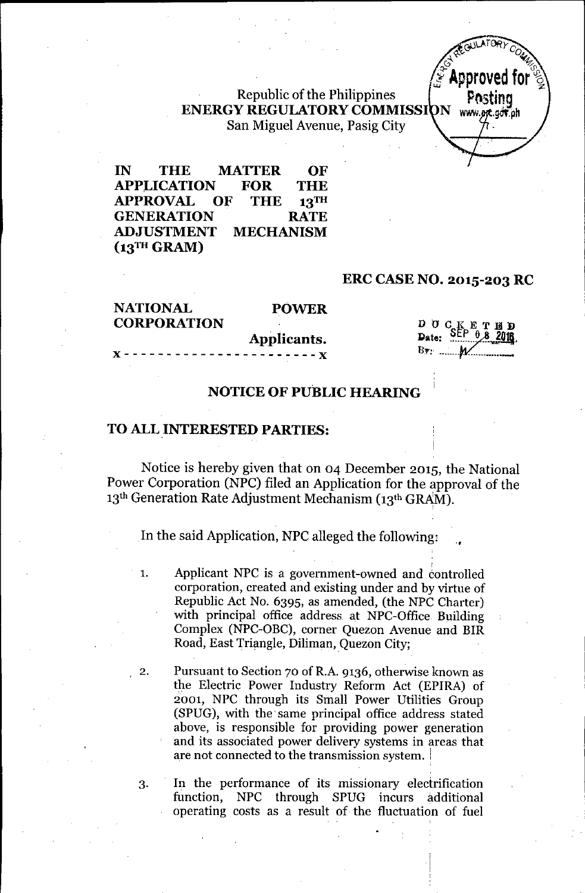Republic of the Philippines
**ENERGY REGULATORY COMMISSION**
San Miguel Avenue, Pasig City

**IN THE MATTER OF APPLICATION FOR THE APPROVAL OF THE 13TH GENERATION RATE ADJUSTMENT MECHANISM (13TH GRAM)**

**ERC CASE NO. 2015-203 RC**

**NATIONAL POWER CORPORATION**
**Applicants.**

x - - - - - - - - - - - - - - - - - - - - - - x

DOCKETED
Date: SEP 08 2016
By: M

## NOTICE OF PUBLIC HEARING

**TO ALL INTERESTED PARTIES:**

Notice is hereby given that on 04 December 2015, the National Power Corporation (NPC) filed an Application for the approval of the 13th Generation Rate Adjustment Mechanism (13th GRAM).

In the said Application, NPC alleged the following:

1. Applicant NPC is a government-owned and controlled corporation, created and existing under and by virtue of Republic Act No. 6395, as amended, (the NPC Charter) with principal office address at NPC-Office Building Complex (NPC-OBC), corner Quezon Avenue and BIR Road, East Triangle, Diliman, Quezon City;

2. Pursuant to Section 70 of R.A. 9136, otherwise known as the Electric Power Industry Reform Act (EPIRA) of 2001, NPC through its Small Power Utilities Group (SPUG), with the same principal office address stated above, is responsible for providing power generation and its associated power delivery systems in areas that are not connected to the transmission system.

3. In the performance of its missionary electrification function, NPC through SPUG incurs additional operating costs as a result of the fluctuation of fuel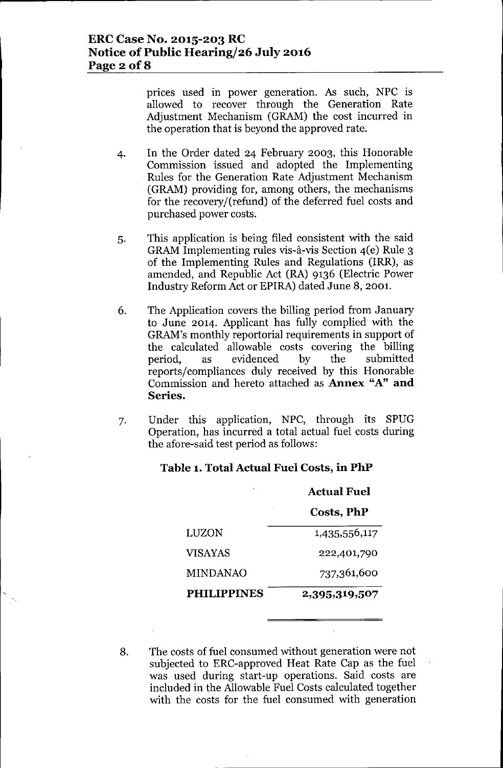prices used in power generation. As such, NPC is allowed to recover through the Generation Rate Adjustment Mechanism (GRAM) the cost incurred in the operation that is beyond the approved rate.

4. In the Order dated 24 February 2003, this Honorable Commission issued and adopted the Implementing Rules for the Generation Rate Adjustment Mechanism (GRAM) providing for, among others, the mechanisms for the recovery/(refund) of the deferred fuel costs and purchased power costs.

5. This application is being filed consistent with the said GRAM Implementing rules vis-à-vis Section 4(e) Rule 3 of the Implementing Rules and Regulations (IRR), as amended, and Republic Act (RA) 9136 (Electric Power Industry Reform Act or EPIRA) dated June 8, 2001.

6. The Application covers the billing period from January to June 2014. Applicant has fully complied with the GRAM's monthly reportorial requirements in support of the calculated allowable costs covering the billing period, as evidenced by the submitted reports/compliances duly received by this Honorable Commission and hereto attached as **Annex "A" and Series.**

7. Under this application, NPC, through its SPUG Operation, has incurred a total actual fuel costs during the afore-said test period as follows:

**Table 1. Total Actual Fuel Costs, in PhP**

| | **Actual Fuel Costs, PhP** |
|---|---|
| LUZON | 1,435,556,117 |
| VISAYAS | 222,401,790 |
| MINDANAO | 737,361,600 |
| **PHILIPPINES** | **2,395,319,507** |

8. The costs of fuel consumed without generation were not subjected to ERC-approved Heat Rate Cap as the fuel was used during start-up operations. Said costs are included in the Allowable Fuel Costs calculated together with the costs for the fuel consumed with generation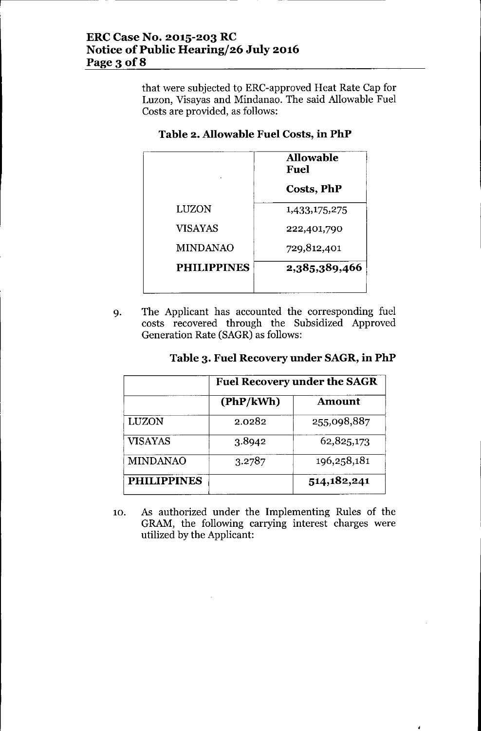that were subjected to ERC-approved Heat Rate Cap for Luzon, Visayas and Mindanao. The said Allowable Fuel Costs are provided, as follows:

**Table 2. Allowable Fuel Costs, in PhP**

| | **Allowable Fuel Costs, PhP** |
|---|---|
| LUZON | 1,433,175,275 |
| VISAYAS | 222,401,790 |
| MINDANAO | 729,812,401 |
| **PHILIPPINES** | **2,385,389,466** |

9. The Applicant has accounted the corresponding fuel costs recovered through the Subsidized Approved Generation Rate (SAGR) as follows:

**Table 3. Fuel Recovery under SAGR, in PhP**

| | **Fuel Recovery under the SAGR** | |
|---|---|---|
| | **(PhP/kWh)** | **Amount** |
| LUZON | 2.0282 | 255,098,887 |
| VISAYAS | 3.8942 | 62,825,173 |
| MINDANAO | 3.2787 | 196,258,181 |
| **PHILIPPINES** | | **514,182,241** |

10. As authorized under the Implementing Rules of the GRAM, the following carrying interest charges were utilized by the Applicant: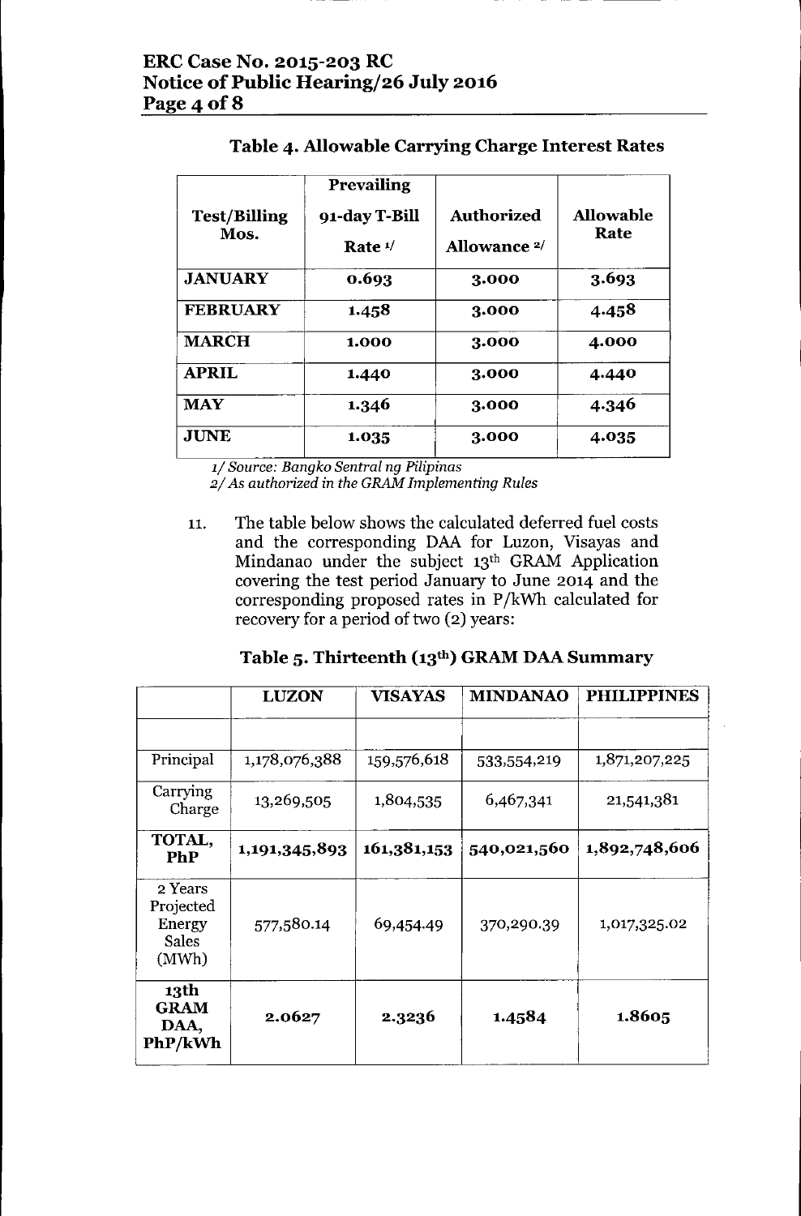### Table 4. Allowable Carrying Charge Interest Rates

| Test/Billing Mos. | Prevailing 91-day T-Bill Rate [1/] | Authorized Allowance [2/] | Allowable Rate |
|---|---|---|---|
| **JANUARY** | **0.693** | **3.000** | **3.693** |
| **FEBRUARY** | **1.458** | **3.000** | **4.458** |
| **MARCH** | **1.000** | **3.000** | **4.000** |
| **APRIL** | **1.440** | **3.000** | **4.440** |
| **MAY** | **1.346** | **3.000** | **4.346** |
| **JUNE** | **1.035** | **3.000** | **4.035** |

*1/ Source: Bangko Sentral ng Pilipinas*
*2/ As authorized in the GRAM Implementing Rules*

11. The table below shows the calculated deferred fuel costs and the corresponding DAA for Luzon, Visayas and Mindanao under the subject 13th GRAM Application covering the test period January to June 2014 and the corresponding proposed rates in P/kWh calculated for recovery for a period of two (2) years:

### Table 5. Thirteenth (13th) GRAM DAA Summary

| | LUZON | VISAYAS | MINDANAO | PHILIPPINES |
|---|---|---|---|---|
| | | | | |
| Principal | 1,178,076,388 | 159,576,618 | 533,554,219 | 1,871,207,225 |
| Carrying Charge | 13,269,505 | 1,804,535 | 6,467,341 | 21,541,381 |
| **TOTAL, PhP** | **1,191,345,893** | **161,381,153** | **540,021,560** | **1,892,748,606** |
| 2 Years Projected Energy Sales (MWh) | 577,580.14 | 69,454.49 | 370,290.39 | 1,017,325.02 |
| **13th GRAM DAA, PhP/kWh** | **2.0627** | **2.3236** | **1.4584** | **1.8605** |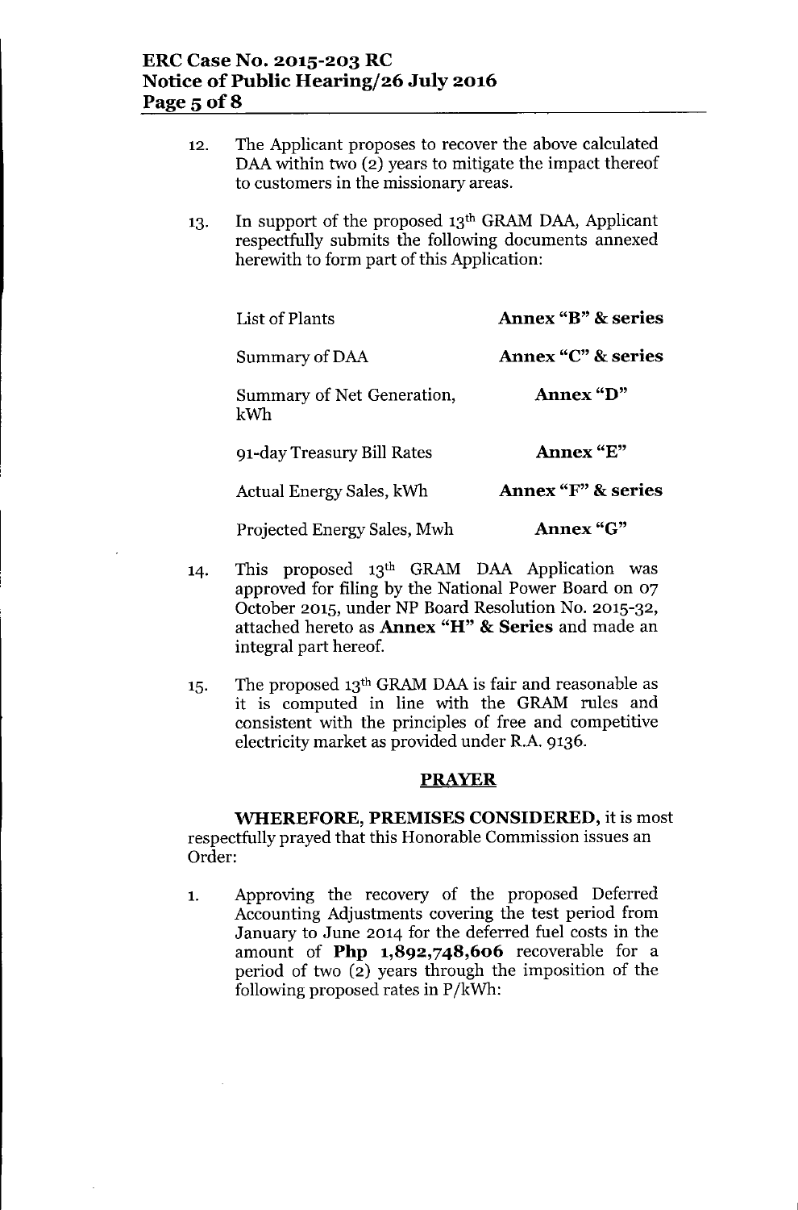12. The Applicant proposes to recover the above calculated DAA within two (2) years to mitigate the impact thereof to customers in the missionary areas.

13. In support of the proposed 13th GRAM DAA, Applicant respectfully submits the following documents annexed herewith to form part of this Application:

| | |
|---|---|
| List of Plants | **Annex "B" & series** |
| Summary of DAA | **Annex "C" & series** |
| Summary of Net Generation, kWh | **Annex "D"** |
| 91-day Treasury Bill Rates | **Annex "E"** |
| Actual Energy Sales, kWh | **Annex "F" & series** |
| Projected Energy Sales, Mwh | **Annex "G"** |

14. This proposed 13th GRAM DAA Application was approved for filing by the National Power Board on 07 October 2015, under NP Board Resolution No. 2015-32, attached hereto as **Annex "H" & Series** and made an integral part hereof.

15. The proposed 13th GRAM DAA is fair and reasonable as it is computed in line with the GRAM rules and consistent with the principles of free and competitive electricity market as provided under R.A. 9136.

## PRAYER

**WHEREFORE, PREMISES CONSIDERED,** it is most respectfully prayed that this Honorable Commission issues an Order:

1. Approving the recovery of the proposed Deferred Accounting Adjustments covering the test period from January to June 2014 for the deferred fuel costs in the amount of **Php 1,892,748,606** recoverable for a period of two (2) years through the imposition of the following proposed rates in P/kWh: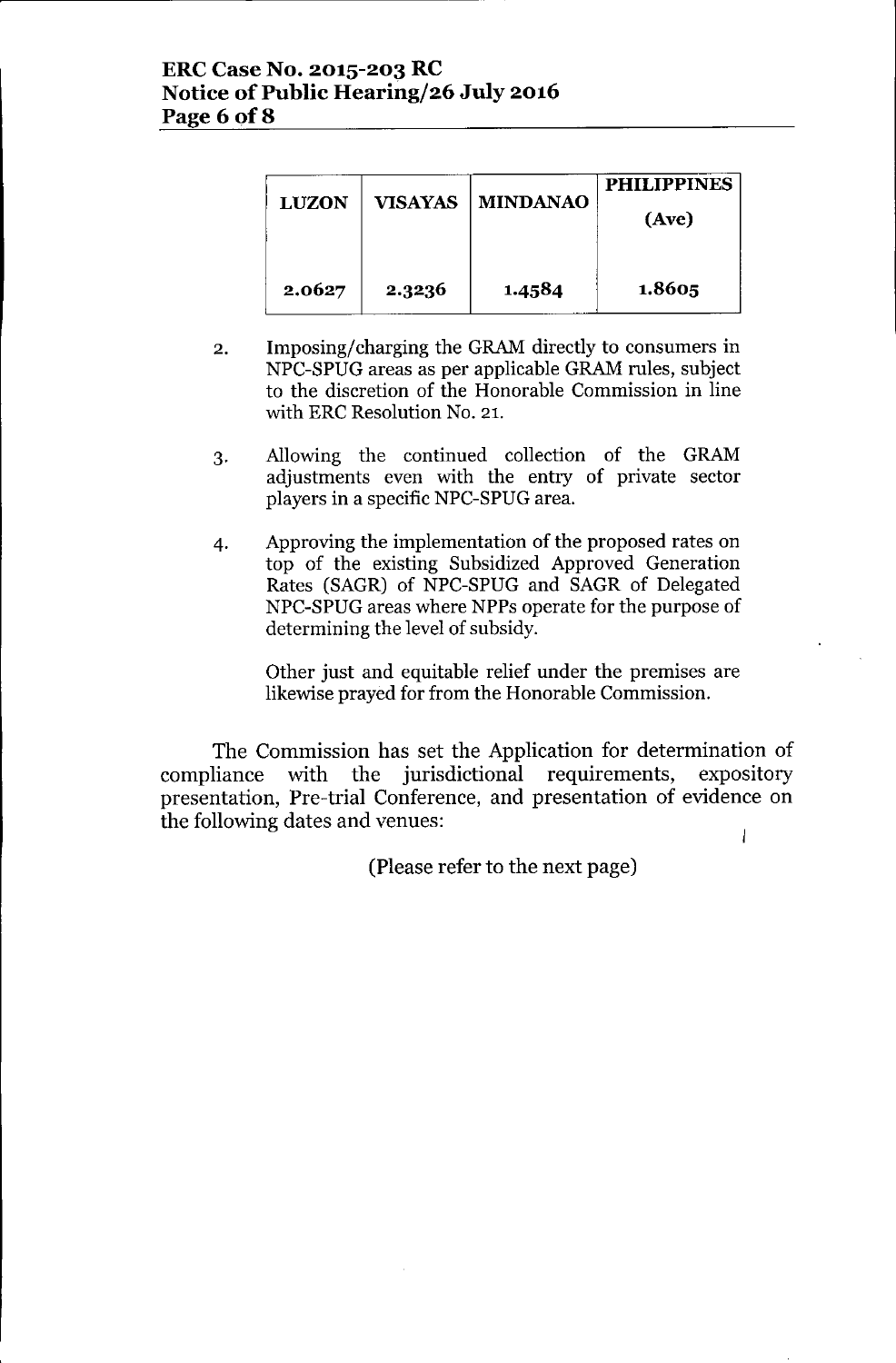| LUZON | VISAYAS | MINDANAO | PHILIPPINES (Ave) |
|---|---|---|---|
| 2.0627 | 2.3236 | 1.4584 | 1.8605 |

2. Imposing/charging the GRAM directly to consumers in NPC-SPUG areas as per applicable GRAM rules, subject to the discretion of the Honorable Commission in line with ERC Resolution No. 21.

3. Allowing the continued collection of the GRAM adjustments even with the entry of private sector players in a specific NPC-SPUG area.

4. Approving the implementation of the proposed rates on top of the existing Subsidized Approved Generation Rates (SAGR) of NPC-SPUG and SAGR of Delegated NPC-SPUG areas where NPPs operate for the purpose of determining the level of subsidy.

Other just and equitable relief under the premises are likewise prayed for from the Honorable Commission.

The Commission has set the Application for determination of compliance with the jurisdictional requirements, expository presentation, Pre-trial Conference, and presentation of evidence on the following dates and venues:

(Please refer to the next page)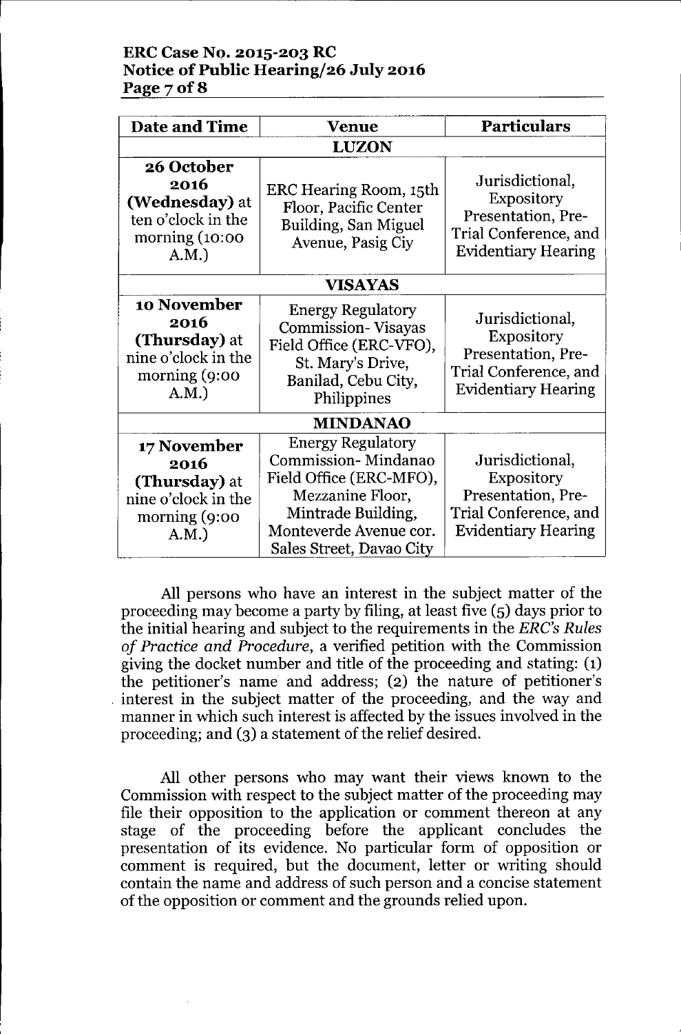| Date and Time | Venue | Particulars |
|---|---|---|
| **LUZON** | | |
| **26 October 2016 (Wednesday)** at ten o'clock in the morning (10:00 A.M.) | ERC Hearing Room, 15th Floor, Pacific Center Building, San Miguel Avenue, Pasig Ciy | Jurisdictional, Expository Presentation, Pre-Trial Conference, and Evidentiary Hearing |
| **VISAYAS** | | |
| **10 November 2016 (Thursday)** at nine o'clock in the morning (9:00 A.M.) | Energy Regulatory Commission- Visayas Field Office (ERC-VFO), St. Mary's Drive, Banilad, Cebu City, Philippines | Jurisdictional, Expository Presentation, Pre-Trial Conference, and Evidentiary Hearing |
| **MINDANAO** | | |
| **17 November 2016 (Thursday)** at nine o'clock in the morning (9:00 A.M.) | Energy Regulatory Commission- Mindanao Field Office (ERC-MFO), Mezzanine Floor, Mintrade Building, Monteverde Avenue cor. Sales Street, Davao City | Jurisdictional, Expository Presentation, Pre-Trial Conference, and Evidentiary Hearing |

All persons who have an interest in the subject matter of the proceeding may become a party by filing, at least five (5) days prior to the initial hearing and subject to the requirements in the *ERC's Rules of Practice and Procedure*, a verified petition with the Commission giving the docket number and title of the proceeding and stating: (1) the petitioner's name and address; (2) the nature of petitioner's interest in the subject matter of the proceeding, and the way and manner in which such interest is affected by the issues involved in the proceeding; and (3) a statement of the relief desired.

All other persons who may want their views known to the Commission with respect to the subject matter of the proceeding may file their opposition to the application or comment thereon at any stage of the proceeding before the applicant concludes the presentation of its evidence. No particular form of opposition or comment is required, but the document, letter or writing should contain the name and address of such person and a concise statement of the opposition or comment and the grounds relied upon.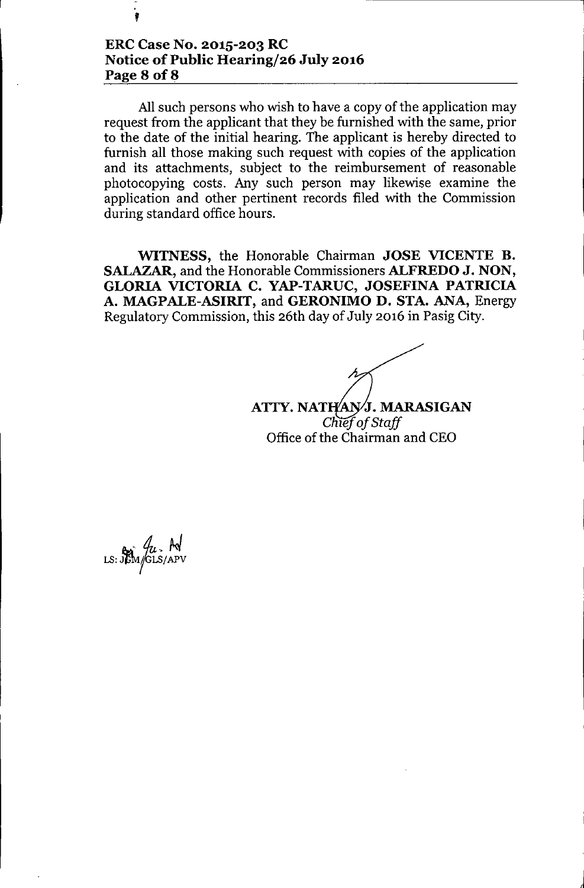All such persons who wish to have a copy of the application may request from the applicant that they be furnished with the same, prior to the date of the initial hearing. The applicant is hereby directed to furnish all those making such request with copies of the application and its attachments, subject to the reimbursement of reasonable photocopying costs. Any such person may likewise examine the application and other pertinent records filed with the Commission during standard office hours.

**WITNESS,** the Honorable Chairman **JOSE VICENTE B. SALAZAR,** and the Honorable Commissioners **ALFREDO J. NON, GLORIA VICTORIA C. YAP-TARUC, JOSEFINA PATRICIA A. MAGPALE-ASIRIT,** and **GERONIMO D. STA. ANA,** Energy Regulatory Commission, this 26th day of July 2016 in Pasig City.

**ATTY. NATHAN J. MARASIGAN**
*Chief of Staff*
Office of the Chairman and CEO

LS: JGM/GLS/APV